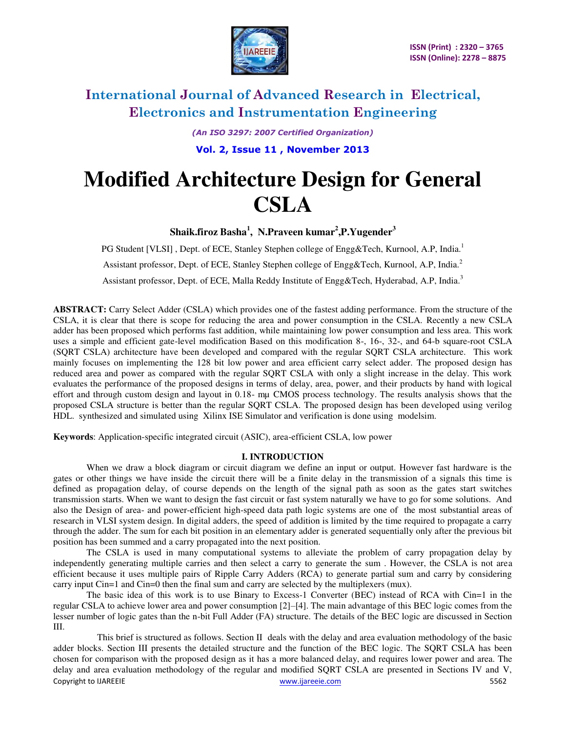# Modified Architecture Design for General CSLA

**Shaik.firoz Basha[1], N.Praveen kumar[2],P.Yugender[3]**

PG Student [VLSI] , Dept. of ECE, Stanley Stephen college of Engg&Tech, Kurnool, A.P, India.[1]

Assistant professor, Dept. of ECE, Stanley Stephen college of Engg&Tech, Kurnool, A.P, India.[2]

Assistant professor, Dept. of ECE, Malla Reddy Institute of Engg&Tech, Hyderabad, A.P, India.[3]

**ABSTRACT:** Carry Select Adder (CSLA) which provides one of the fastest adding performance. From the structure of the CSLA, it is clear that there is scope for reducing the area and power consumption in the CSLA. Recently a new CSLA adder has been proposed which performs fast addition, while maintaining low power consumption and less area. This work uses a simple and efficient gate-level modification Based on this modification 8-, 16-, 32-, and 64-b square-root CSLA (SQRT CSLA) architecture have been developed and compared with the regular SQRT CSLA architecture. This work mainly focuses on implementing the 128 bit low power and area efficient carry select adder. The proposed design has reduced area and power as compared with the regular SQRT CSLA with only a slight increase in the delay. This work evaluates the performance of the proposed designs in terms of delay, area, power, and their products by hand with logical effort and through custom design and layout in 0.18- mμ CMOS process technology. The results analysis shows that the proposed CSLA structure is better than the regular SQRT CSLA. The proposed design has been developed using verilog HDL. synthesized and simulated using Xilinx ISE Simulator and verification is done using modelsim.

**Keywords**: Application-specific integrated circuit (ASIC), area-efficient CSLA, low power

## I. INTRODUCTION

When we draw a block diagram or circuit diagram we define an input or output. However fast hardware is the gates or other things we have inside the circuit there will be a finite delay in the transmission of a signals this time is defined as propagation delay, of course depends on the length of the signal path as soon as the gates start switches transmission starts. When we want to design the fast circuit or fast system naturally we have to go for some solutions. And also the Design of area- and power-efficient high-speed data path logic systems are one of the most substantial areas of research in VLSI system design. In digital adders, the speed of addition is limited by the time required to propagate a carry through the adder. The sum for each bit position in an elementary adder is generated sequentially only after the previous bit position has been summed and a carry propagated into the next position.

The CSLA is used in many computational systems to alleviate the problem of carry propagation delay by independently generating multiple carries and then select a carry to generate the sum . However, the CSLA is not area efficient because it uses multiple pairs of Ripple Carry Adders (RCA) to generate partial sum and carry by considering carry input Cin=1 and Cin=0 then the final sum and carry are selected by the multiplexers (mux).

The basic idea of this work is to use Binary to Excess-1 Converter (BEC) instead of RCA with Cin=1 in the regular CSLA to achieve lower area and power consumption [2]–[4]. The main advantage of this BEC logic comes from the lesser number of logic gates than the n-bit Full Adder (FA) structure. The details of the BEC logic are discussed in Section III.

This brief is structured as follows. Section II deals with the delay and area evaluation methodology of the basic adder blocks. Section III presents the detailed structure and the function of the BEC logic. The SQRT CSLA has been chosen for comparison with the proposed design as it has a more balanced delay, and requires lower power and area. The delay and area evaluation methodology of the regular and modified SQRT CSLA are presented in Sections IV and V,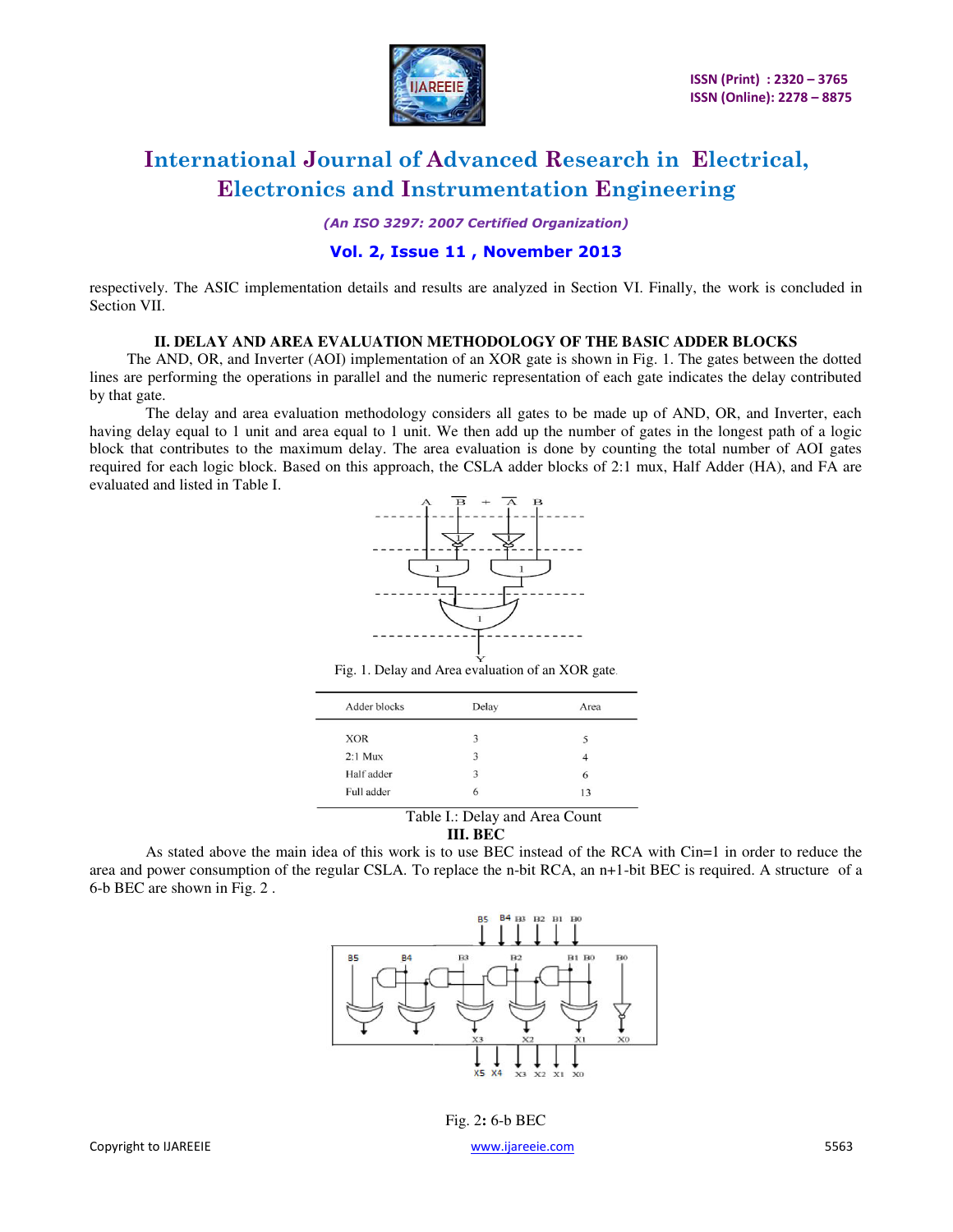respectively. The ASIC implementation details and results are analyzed in Section VI. Finally, the work is concluded in Section VII.

## II. DELAY AND AREA EVALUATION METHODOLOGY OF THE BASIC ADDER BLOCKS

The AND, OR, and Inverter (AOI) implementation of an XOR gate is shown in Fig. 1. The gates between the dotted lines are performing the operations in parallel and the numeric representation of each gate indicates the delay contributed by that gate.

The delay and area evaluation methodology considers all gates to be made up of AND, OR, and Inverter, each having delay equal to 1 unit and area equal to 1 unit. We then add up the number of gates in the longest path of a logic block that contributes to the maximum delay. The area evaluation is done by counting the total number of AOI gates required for each logic block. Based on this approach, the CSLA adder blocks of 2:1 mux, Half Adder (HA), and FA are evaluated and listed in Table I.

Fig. 1. Delay and Area evaluation of an XOR gate.

| Adder blocks | Delay | Area |
|---|---|---|
| XOR | 3 | 5 |
| 2:1 Mux | 3 | 4 |
| Half adder | 3 | 6 |
| Full adder | 6 | 13 |

Table I.: Delay and Area Count

## III. BEC

As stated above the main idea of this work is to use BEC instead of the RCA with Cin=1 in order to reduce the area and power consumption of the regular CSLA. To replace the n-bit RCA, an n+1-bit BEC is required. A structure of a 6-b BEC are shown in Fig. 2 .

Fig. 2: 6-b BEC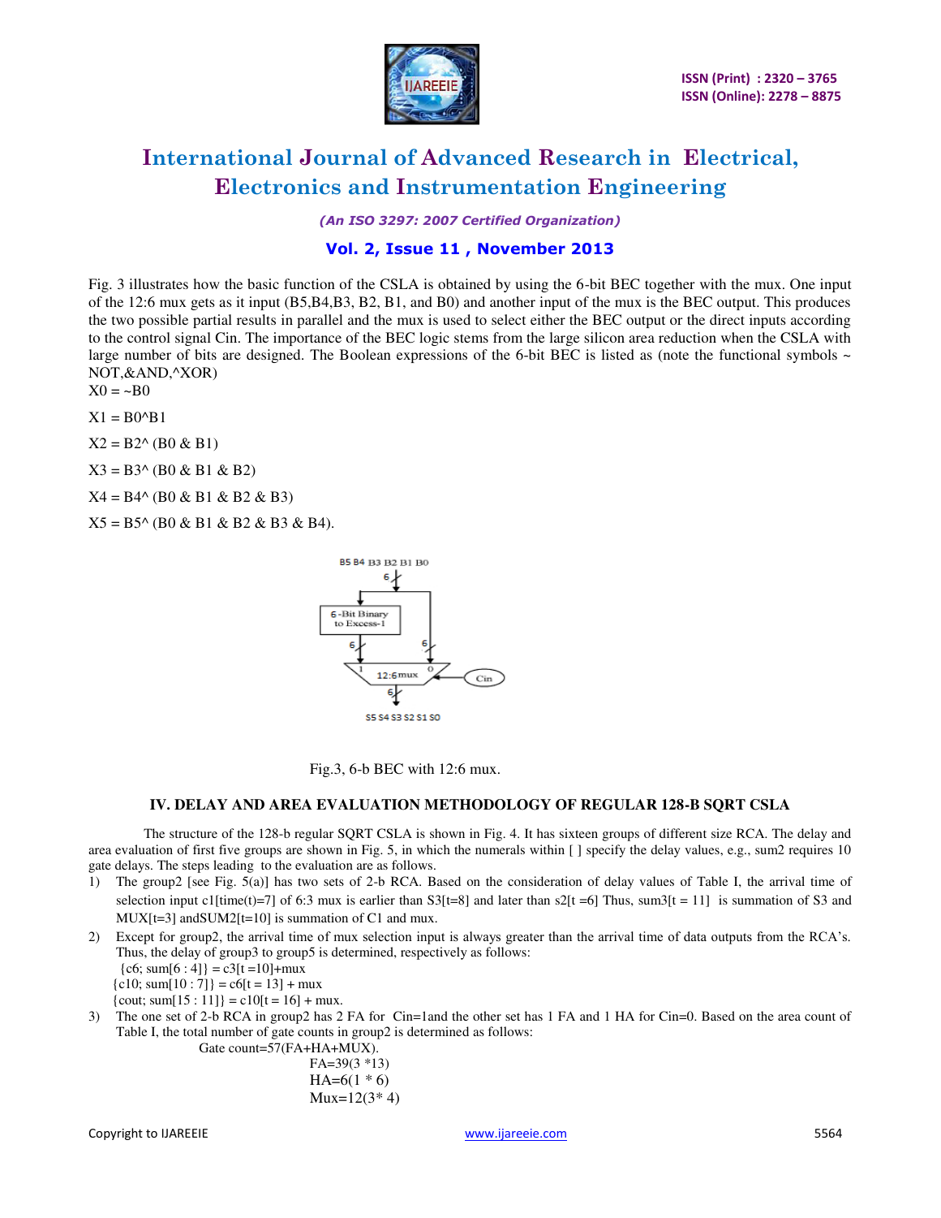Fig. 3 illustrates how the basic function of the CSLA is obtained by using the 6-bit BEC together with the mux. One input of the 12:6 mux gets as it input (B5,B4,B3, B2, B1, and B0) and another input of the mux is the BEC output. This produces the two possible partial results in parallel and the mux is used to select either the BEC output or the direct inputs according to the control signal Cin. The importance of the BEC logic stems from the large silicon area reduction when the CSLA with large number of bits are designed. The Boolean expressions of the 6-bit BEC is listed as (note the functional symbols ~ NOT,&AND,^XOR)

X0 = ~B0

X1 = B0^B1

X2 = B2^ (B0 & B1)

X3 = B3^ (B0 & B1 & B2)

X4 = B4^ (B0 & B1 & B2 & B3)

X5 = B5^ (B0 & B1 & B2 & B3 & B4).

Fig.3, 6-b BEC with 12:6 mux.

### IV. DELAY AND AREA EVALUATION METHODOLOGY OF REGULAR 128-B SQRT CSLA

The structure of the 128-b regular SQRT CSLA is shown in Fig. 4. It has sixteen groups of different size RCA. The delay and area evaluation of first five groups are shown in Fig. 5, in which the numerals within [ ] specify the delay values, e.g., sum2 requires 10 gate delays. The steps leading to the evaluation are as follows.

1) The group2 [see Fig. 5(a)] has two sets of 2-b RCA. Based on the consideration of delay values of Table I, the arrival time of selection input c1[time(t)=7] of 6:3 mux is earlier than S3[t=8] and later than s2[t =6] Thus, sum3[t = 11] is summation of S3 and MUX[t=3] andSUM2[t=10] is summation of C1 and mux.
2) Except for group2, the arrival time of mux selection input is always greater than the arrival time of data outputs from the RCA's. Thus, the delay of group3 to group5 is determined, respectively as follows:
   {c6; sum[6 : 4]} = c3[t =10]+mux
   {c10; sum[10 : 7]} = c6[t = 13] + mux
   {cout; sum[15 : 11]} = c10[t = 16] + mux.
3) The one set of 2-b RCA in group2 has 2 FA for Cin=1and the other set has 1 FA and 1 HA for Cin=0. Based on the area count of Table I, the total number of gate counts in group2 is determined as follows:
   Gate count=57(FA+HA+MUX).
   FA=39(3 *13)
   HA=6(1 * 6)
   Mux=12(3* 4)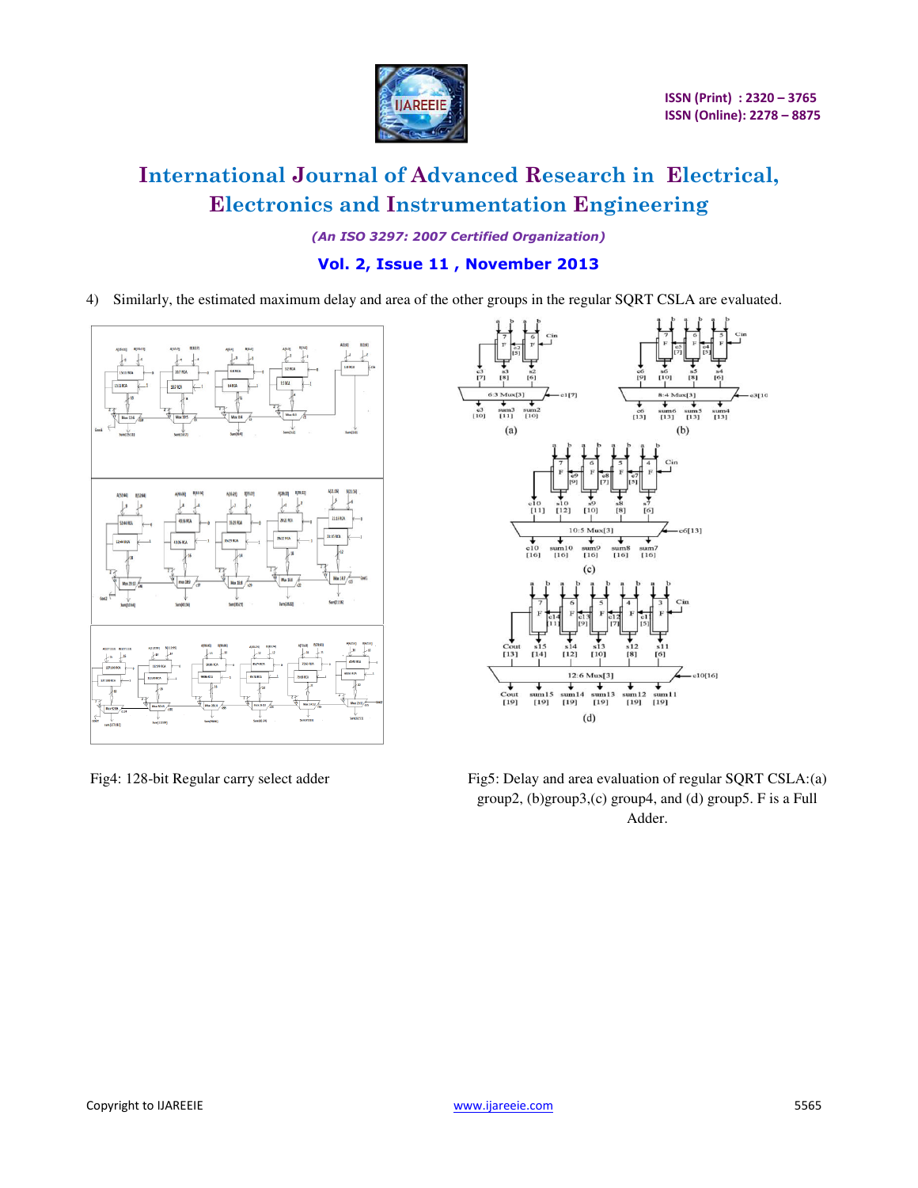4) Similarly, the estimated maximum delay and area of the other groups in the regular SQRT CSLA are evaluated.

Fig4: 128-bit Regular carry select adder

Fig5: Delay and area evaluation of regular SQRT CSLA:(a) group2, (b)group3,(c) group4, and (d) group5. F is a Full Adder.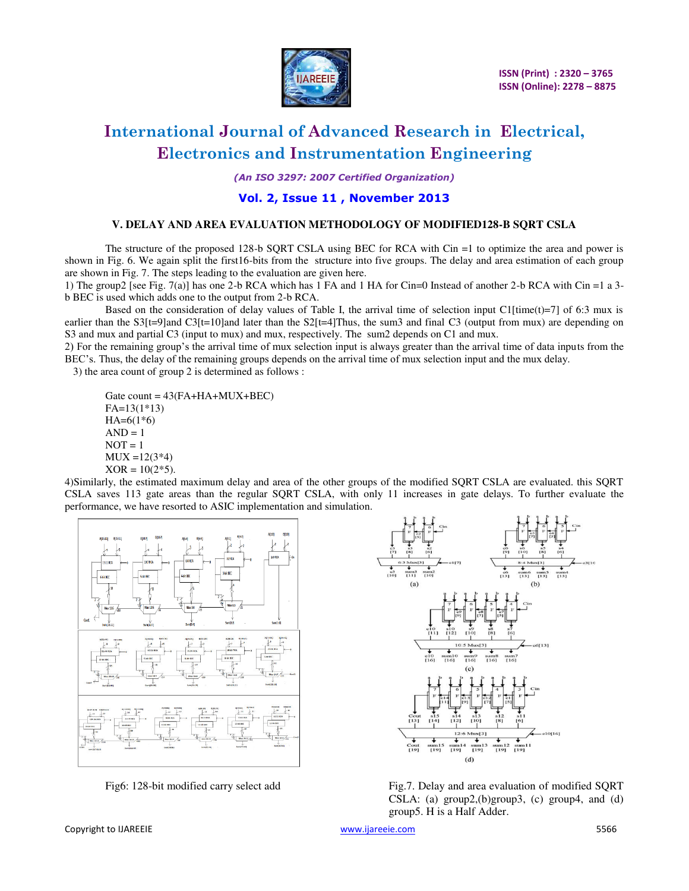## V. DELAY AND AREA EVALUATION METHODOLOGY OF MODIFIED128-B SQRT CSLA

The structure of the proposed 128-b SQRT CSLA using BEC for RCA with Cin =1 to optimize the area and power is shown in Fig. 6. We again split the first16-bits from the structure into five groups. The delay and area estimation of each group are shown in Fig. 7. The steps leading to the evaluation are given here.

1) The group2 [see Fig. 7(a)] has one 2-b RCA which has 1 FA and 1 HA for Cin=0 Instead of another 2-b RCA with Cin =1 a 3-b BEC is used which adds one to the output from 2-b RCA.

Based on the consideration of delay values of Table I, the arrival time of selection input C1[time(t)=7] of 6:3 mux is earlier than the S3[t=9]and C3[t=10]and later than the S2[t=4]Thus, the sum3 and final C3 (output from mux) are depending on S3 and mux and partial C3 (input to mux) and mux, respectively. The sum2 depends on C1 and mux.

2) For the remaining group's the arrival time of mux selection input is always greater than the arrival time of data inputs from the BEC's. Thus, the delay of the remaining groups depends on the arrival time of mux selection input and the mux delay.

3) the area count of group 2 is determined as follows :

Gate count = 43(FA+HA+MUX+BEC)
FA=13(1*13)
HA=6(1*6)
AND = 1
NOT = 1
MUX =12(3*4)
XOR = 10(2*5).

4)Similarly, the estimated maximum delay and area of the other groups of the modified SQRT CSLA are evaluated. this SQRT CSLA saves 113 gate areas than the regular SQRT CSLA, with only 11 increases in gate delays. To further evaluate the performance, we have resorted to ASIC implementation and simulation.

Fig6: 128-bit modified carry select add

Fig.7. Delay and area evaluation of modified SQRT CSLA: (a) group2,(b)group3, (c) group4, and (d) group5. H is a Half Adder.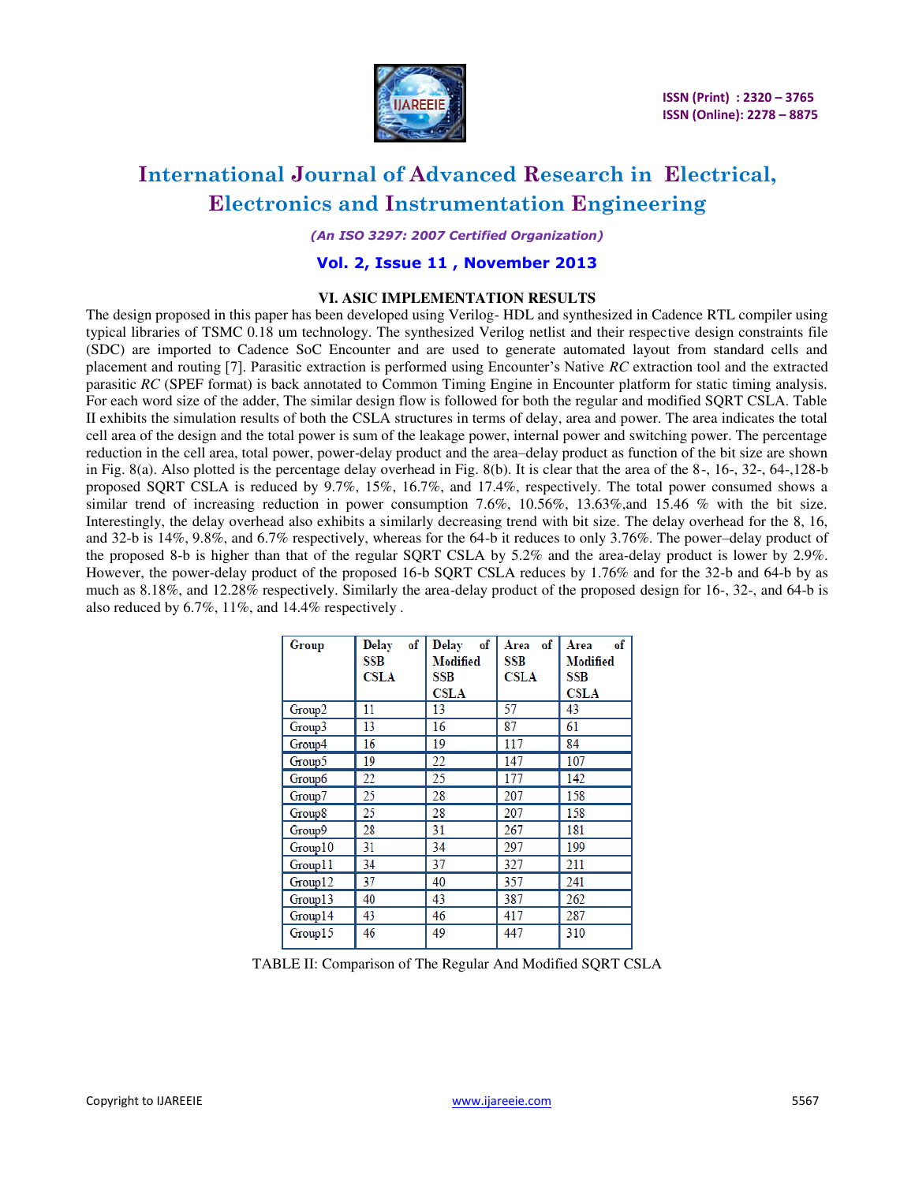## VI. ASIC IMPLEMENTATION RESULTS

The design proposed in this paper has been developed using Verilog- HDL and synthesized in Cadence RTL compiler using typical libraries of TSMC 0.18 um technology. The synthesized Verilog netlist and their respective design constraints file (SDC) are imported to Cadence SoC Encounter and are used to generate automated layout from standard cells and placement and routing [7]. Parasitic extraction is performed using Encounter's Native *RC* extraction tool and the extracted parasitic *RC* (SPEF format) is back annotated to Common Timing Engine in Encounter platform for static timing analysis. For each word size of the adder, The similar design flow is followed for both the regular and modified SQRT CSLA. Table II exhibits the simulation results of both the CSLA structures in terms of delay, area and power. The area indicates the total cell area of the design and the total power is sum of the leakage power, internal power and switching power. The percentage reduction in the cell area, total power, power-delay product and the area–delay product as function of the bit size are shown in Fig. 8(a). Also plotted is the percentage delay overhead in Fig. 8(b). It is clear that the area of the 8-, 16-, 32-, 64-,128-b proposed SQRT CSLA is reduced by 9.7%, 15%, 16.7%, and 17.4%, respectively. The total power consumed shows a similar trend of increasing reduction in power consumption 7.6%, 10.56%, 13.63%,and 15.46 % with the bit size. Interestingly, the delay overhead also exhibits a similarly decreasing trend with bit size. The delay overhead for the 8, 16, and 32-b is 14%, 9.8%, and 6.7% respectively, whereas for the 64-b it reduces to only 3.76%. The power–delay product of the proposed 8-b is higher than that of the regular SQRT CSLA by 5.2% and the area-delay product is lower by 2.9%. However, the power-delay product of the proposed 16-b SQRT CSLA reduces by 1.76% and for the 32-b and 64-b by as much as 8.18%, and 12.28% respectively. Similarly the area-delay product of the proposed design for 16-, 32-, and 64-b is also reduced by 6.7%, 11%, and 14.4% respectively .

| Group | Delay of SSB CSLA | Delay of Modified SSB CSLA | Area of SSB CSLA | Area of Modified SSB CSLA |
|---|---|---|---|---|
| Group2 | 11 | 13 | 57 | 43 |
| Group3 | 13 | 16 | 87 | 61 |
| Group4 | 16 | 19 | 117 | 84 |
| Group5 | 19 | 22 | 147 | 107 |
| Group6 | 22 | 25 | 177 | 142 |
| Group7 | 25 | 28 | 207 | 158 |
| Group8 | 25 | 28 | 207 | 158 |
| Group9 | 28 | 31 | 267 | 181 |
| Group10 | 31 | 34 | 297 | 199 |
| Group11 | 34 | 37 | 327 | 211 |
| Group12 | 37 | 40 | 357 | 241 |
| Group13 | 40 | 43 | 387 | 262 |
| Group14 | 43 | 46 | 417 | 287 |
| Group15 | 46 | 49 | 447 | 310 |

TABLE II: Comparison of The Regular And Modified SQRT CSLA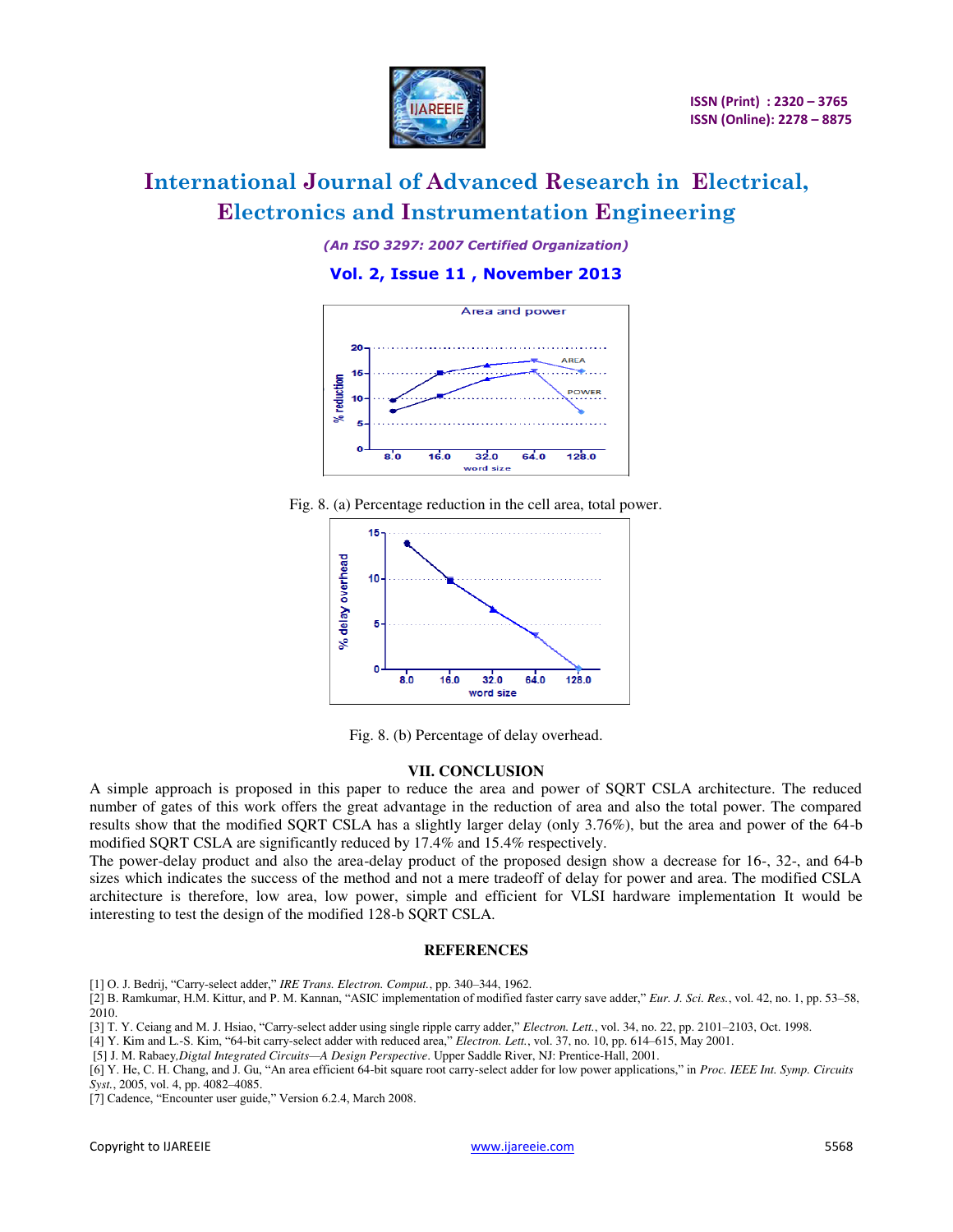Area and power

20
15
10
5
0

% reduction

AREA

POWER

8.0 16.0 32.0 64.0 128.0

word size

Fig. 8. (a) Percentage reduction in the cell area, total power.

15
10
5
0

% delay overhead

8.0 16.0 32.0 64.0 128.0

word size

Fig. 8. (b) Percentage of delay overhead.

## VII. CONCLUSION

A simple approach is proposed in this paper to reduce the area and power of SQRT CSLA architecture. The reduced number of gates of this work offers the great advantage in the reduction of area and also the total power. The compared results show that the modified SQRT CSLA has a slightly larger delay (only 3.76%), but the area and power of the 64-b modified SQRT CSLA are significantly reduced by 17.4% and 15.4% respectively.

The power-delay product and also the area-delay product of the proposed design show a decrease for 16-, 32-, and 64-b sizes which indicates the success of the method and not a mere tradeoff of delay for power and area. The modified CSLA architecture is therefore, low area, low power, simple and efficient for VLSI hardware implementation It would be interesting to test the design of the modified 128-b SQRT CSLA.

## REFERENCES

[1] O. J. Bedrij, "Carry-select adder," *IRE Trans. Electron. Comput.*, pp. 340–344, 1962.

[2] B. Ramkumar, H.M. Kittur, and P. M. Kannan, "ASIC implementation of modified faster carry save adder," *Eur. J. Sci. Res.*, vol. 42, no. 1, pp. 53–58, 2010.

[3] T. Y. Ceiang and M. J. Hsiao, "Carry-select adder using single ripple carry adder," *Electron. Lett.*, vol. 34, no. 22, pp. 2101–2103, Oct. 1998.

[4] Y. Kim and L.-S. Kim, "64-bit carry-select adder with reduced area," *Electron. Lett.*, vol. 37, no. 10, pp. 614–615, May 2001.

[5] J. M. Rabaey,*Digtal Integrated Circuits—A Design Perspective*. Upper Saddle River, NJ: Prentice-Hall, 2001.

[6] Y. He, C. H. Chang, and J. Gu, "An area efficient 64-bit square root carry-select adder for low power applications," in *Proc. IEEE Int. Symp. Circuits Syst.*, 2005, vol. 4, pp. 4082–4085.

[7] Cadence, "Encounter user guide," Version 6.2.4, March 2008.